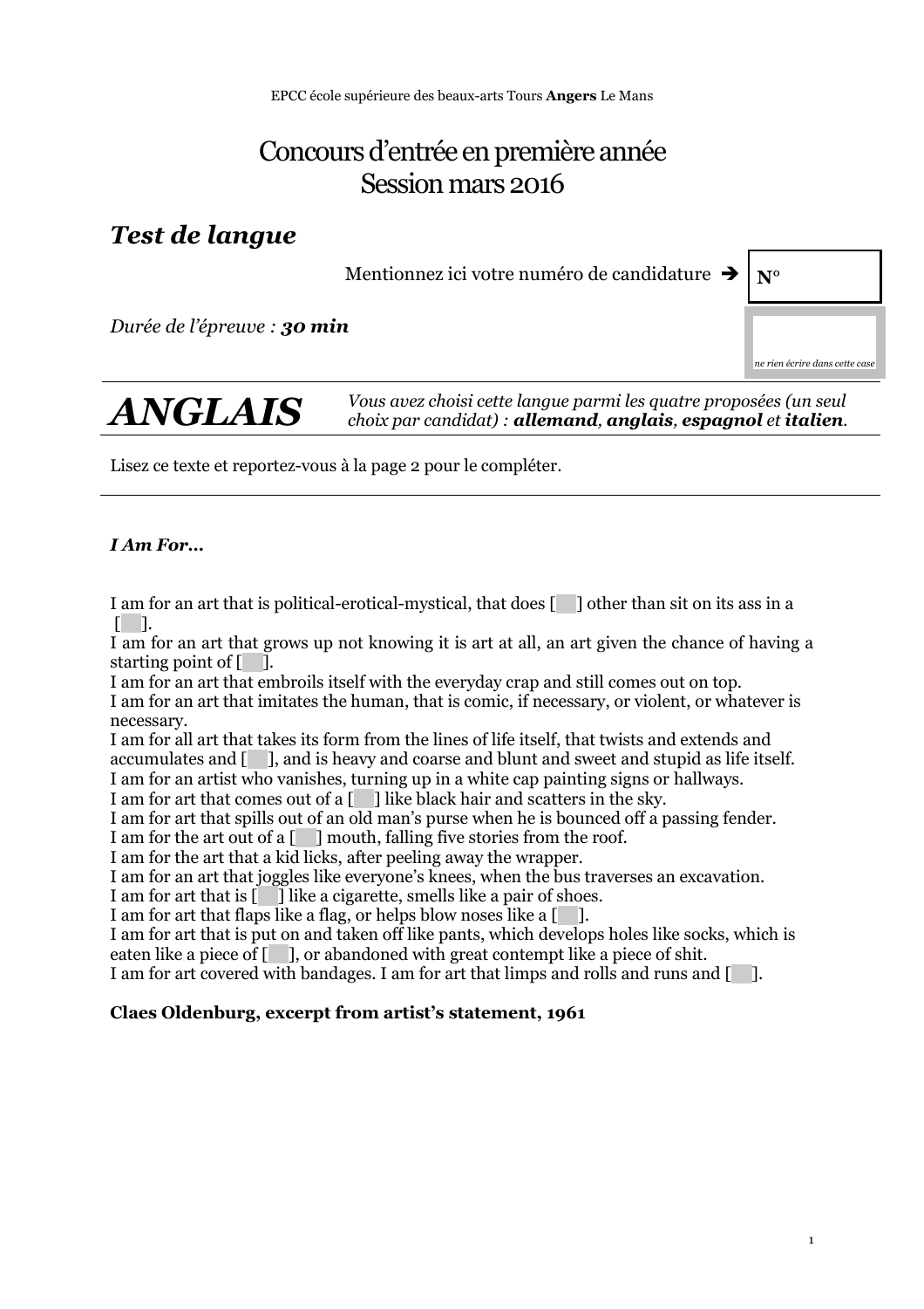EPCC école supérieure des beaux-arts Tours **Angers** Le Mans

# Concours d'entrée en première année
# Session mars 2016

## *Test de langue*

Mentionnez ici votre numéro de candidature ➔ **N°**

*Durée de l'épreuve : **30 min***

*ne rien écrire dans cette case*

## ***ANGLAIS***

*Vous avez choisi cette langue parmi les quatre proposées (un seul choix par candidat) : **allemand**, **anglais**, **espagnol** et **italien**.*

Lisez ce texte et reportez-vous à la page 2 pour le compléter.

---

***I Am For…***

I am for an art that is political-erotical-mystical, that does [ ] other than sit on its ass in a [ ].
I am for an art that grows up not knowing it is art at all, an art given the chance of having a starting point of [ ].
I am for an art that embroils itself with the everyday crap and still comes out on top.
I am for an art that imitates the human, that is comic, if necessary, or violent, or whatever is necessary.
I am for all art that takes its form from the lines of life itself, that twists and extends and accumulates and [ ], and is heavy and coarse and blunt and sweet and stupid as life itself.
I am for an artist who vanishes, turning up in a white cap painting signs or hallways.
I am for art that comes out of a [ ] like black hair and scatters in the sky.
I am for art that spills out of an old man's purse when he is bounced off a passing fender.
I am for the art out of a [ ] mouth, falling five stories from the roof.
I am for the art that a kid licks, after peeling away the wrapper.
I am for an art that joggles like everyone's knees, when the bus traverses an excavation.
I am for art that is [ ] like a cigarette, smells like a pair of shoes.
I am for art that flaps like a flag, or helps blow noses like a [ ].
I am for art that is put on and taken off like pants, which develops holes like socks, which is eaten like a piece of [ ], or abandoned with great contempt like a piece of shit.
I am for art covered with bandages. I am for art that limps and rolls and runs and [ ].

**Claes Oldenburg, excerpt from artist's statement, 1961**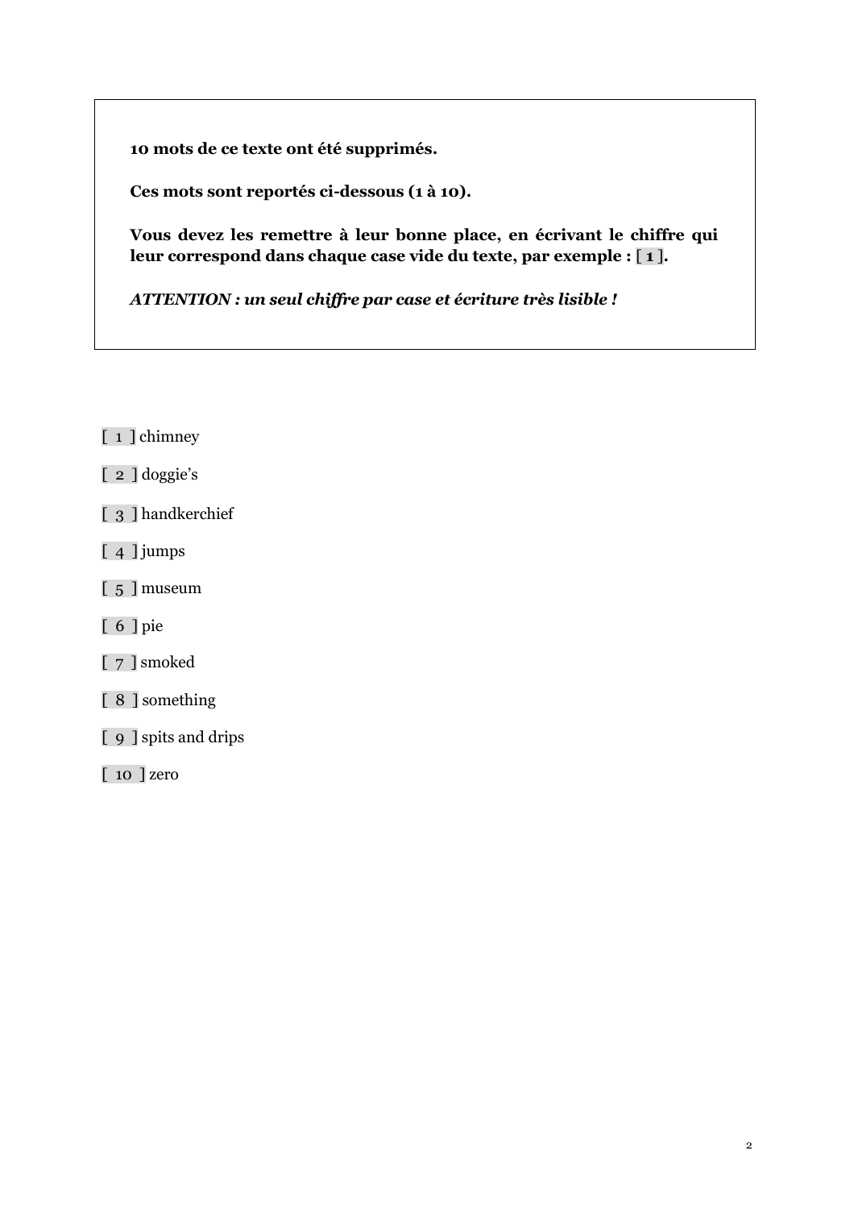**10 mots de ce texte ont été supprimés.**

**Ces mots sont reportés ci-dessous (1 à 10).**

**Vous devez les remettre à leur bonne place, en écrivant le chiffre qui leur correspond dans chaque case vide du texte, par exemple : [ 1 ].**

***ATTENTION : un seul chiffre par case et écriture très lisible !***

[ 1 ] chimney

[ 2 ] doggie's

[ 3 ] handkerchief

[ 4 ] jumps

[ 5 ] museum

[ 6 ] pie

[ 7 ] smoked

[ 8 ] something

[ 9 ] spits and drips

[ 10 ] zero